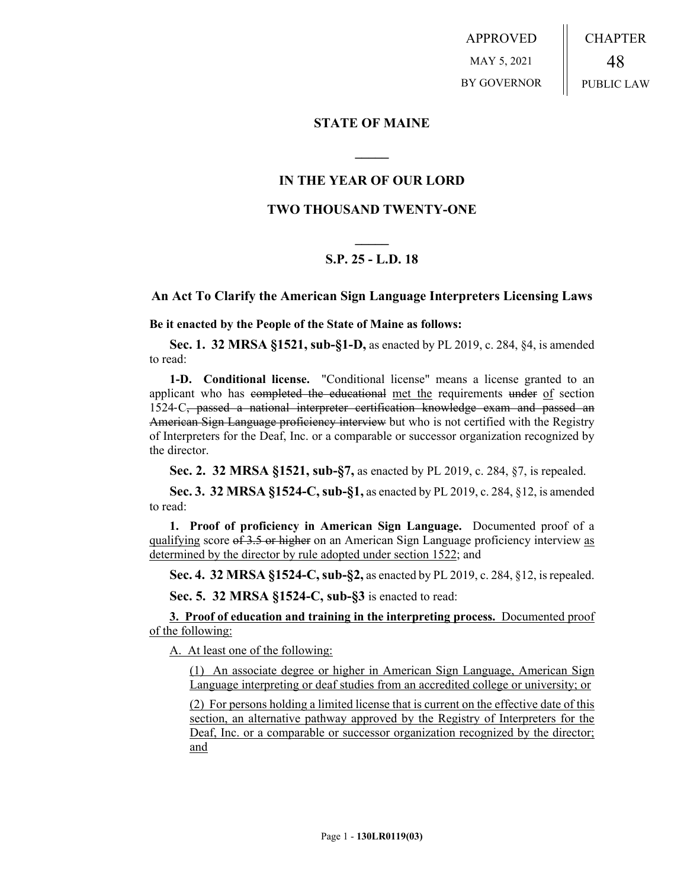APPROVED
MAY 5, 2021
BY GOVERNOR

CHAPTER
48
PUBLIC LAW

## STATE OF MAINE

## IN THE YEAR OF OUR LORD

## TWO THOUSAND TWENTY-ONE

## S.P. 25 - L.D. 18

### An Act To Clarify the American Sign Language Interpreters Licensing Laws

**Be it enacted by the People of the State of Maine as follows:**

**Sec. 1. 32 MRSA §1521, sub-§1-D,** as enacted by PL 2019, c. 284, §4, is amended to read:

**1-D. Conditional license.** "Conditional license" means a license granted to an applicant who has ~~completed the educational~~ <u>met the</u> requirements ~~under~~ <u>of</u> section 1524-C~~, passed a national interpreter certification knowledge exam and passed an American Sign Language proficiency interview~~ but who is not certified with the Registry of Interpreters for the Deaf, Inc. or a comparable or successor organization recognized by the director.

**Sec. 2. 32 MRSA §1521, sub-§7,** as enacted by PL 2019, c. 284, §7, is repealed.

**Sec. 3. 32 MRSA §1524-C, sub-§1,** as enacted by PL 2019, c. 284, §12, is amended to read:

**1. Proof of proficiency in American Sign Language.** Documented proof of a <u>qualifying</u> score ~~of 3.5 or higher~~ on an American Sign Language proficiency interview <u>as determined by the director by rule adopted under section 1522</u>; and

**Sec. 4. 32 MRSA §1524-C, sub-§2,** as enacted by PL 2019, c. 284, §12, is repealed.

**Sec. 5. 32 MRSA §1524-C, sub-§3** is enacted to read:

<u>**3. Proof of education and training in the interpreting process.** Documented proof of the following:</u>

<u>A. At least one of the following:</u>

<u>(1) An associate degree or higher in American Sign Language, American Sign Language interpreting or deaf studies from an accredited college or university; or</u>

<u>(2) For persons holding a limited license that is current on the effective date of this section, an alternative pathway approved by the Registry of Interpreters for the Deaf, Inc. or a comparable or successor organization recognized by the director; and</u>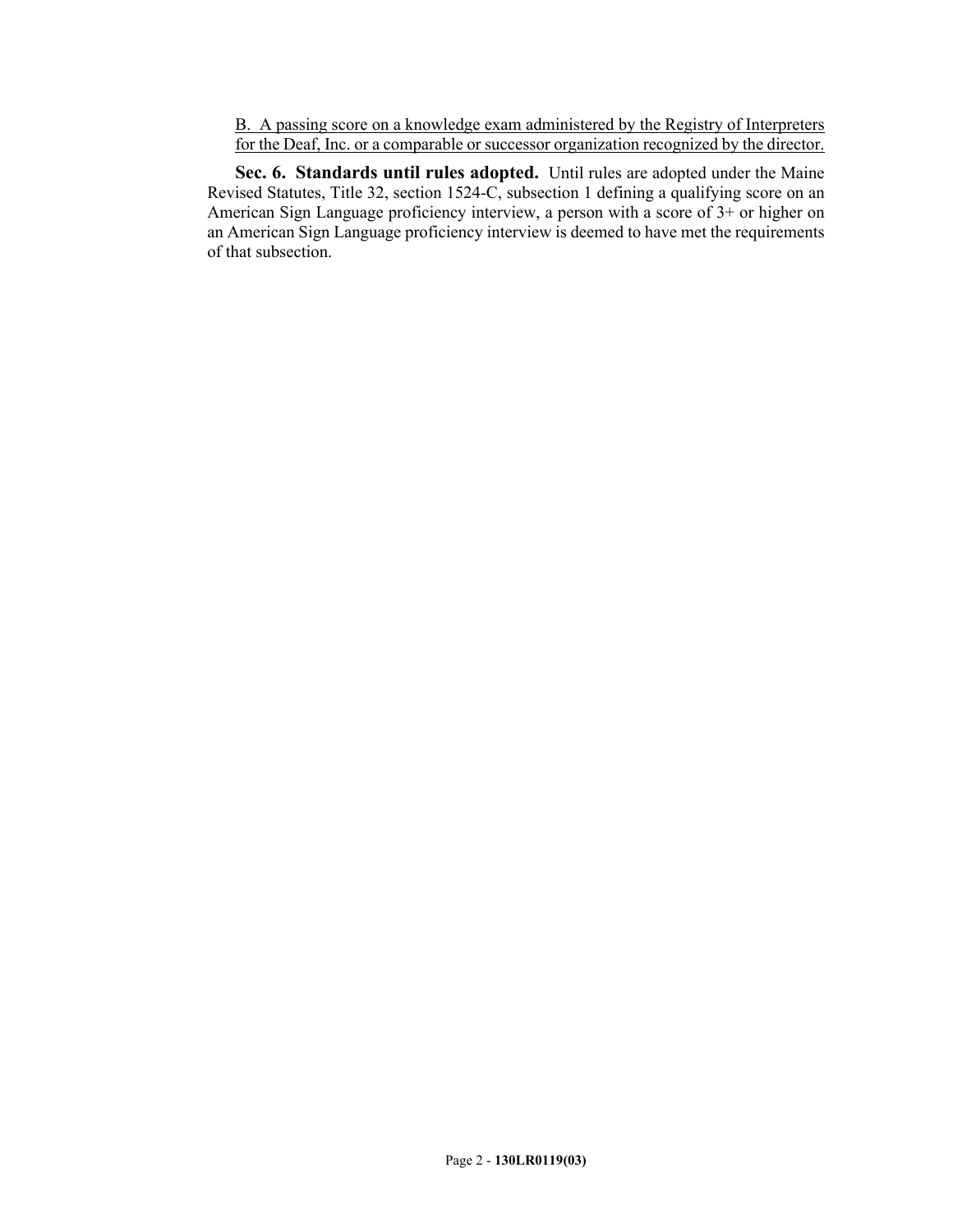<u>B. A passing score on a knowledge exam administered by the Registry of Interpreters for the Deaf, Inc. or a comparable or successor organization recognized by the director.</u>

**Sec. 6. Standards until rules adopted.** Until rules are adopted under the Maine Revised Statutes, Title 32, section 1524-C, subsection 1 defining a qualifying score on an American Sign Language proficiency interview, a person with a score of 3+ or higher on an American Sign Language proficiency interview is deemed to have met the requirements of that subsection.